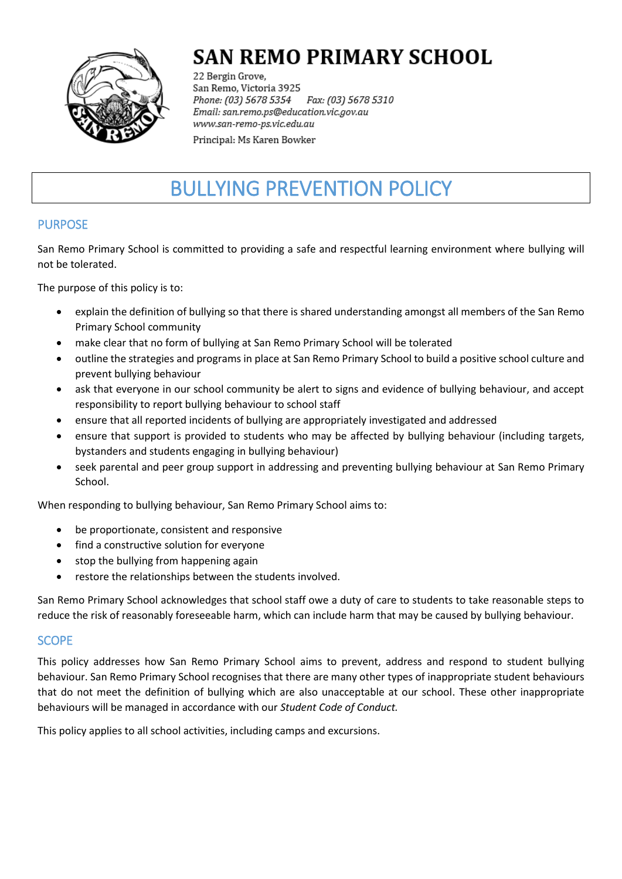# SAN REMO PRIMARY SCHOOL

22 Bergin Grove,
San Remo, Victoria 3925
*Phone: (03) 5678 5354* *Fax: (03) 5678 5310*
*Email: san.remo.ps@education.vic.gov.au*
*www.san-remo-ps.vic.edu.au*
Principal: Ms Karen Bowker

# BULLYING PREVENTION POLICY

## PURPOSE

San Remo Primary School is committed to providing a safe and respectful learning environment where bullying will not be tolerated.

The purpose of this policy is to:

- explain the definition of bullying so that there is shared understanding amongst all members of the San Remo Primary School community
- make clear that no form of bullying at San Remo Primary School will be tolerated
- outline the strategies and programs in place at San Remo Primary School to build a positive school culture and prevent bullying behaviour
- ask that everyone in our school community be alert to signs and evidence of bullying behaviour, and accept responsibility to report bullying behaviour to school staff
- ensure that all reported incidents of bullying are appropriately investigated and addressed
- ensure that support is provided to students who may be affected by bullying behaviour (including targets, bystanders and students engaging in bullying behaviour)
- seek parental and peer group support in addressing and preventing bullying behaviour at San Remo Primary School.

When responding to bullying behaviour, San Remo Primary School aims to:

- be proportionate, consistent and responsive
- find a constructive solution for everyone
- stop the bullying from happening again
- restore the relationships between the students involved.

San Remo Primary School acknowledges that school staff owe a duty of care to students to take reasonable steps to reduce the risk of reasonably foreseeable harm, which can include harm that may be caused by bullying behaviour.

## SCOPE

This policy addresses how San Remo Primary School aims to prevent, address and respond to student bullying behaviour. San Remo Primary School recognises that there are many other types of inappropriate student behaviours that do not meet the definition of bullying which are also unacceptable at our school. These other inappropriate behaviours will be managed in accordance with our *Student Code of Conduct.*

This policy applies to all school activities, including camps and excursions.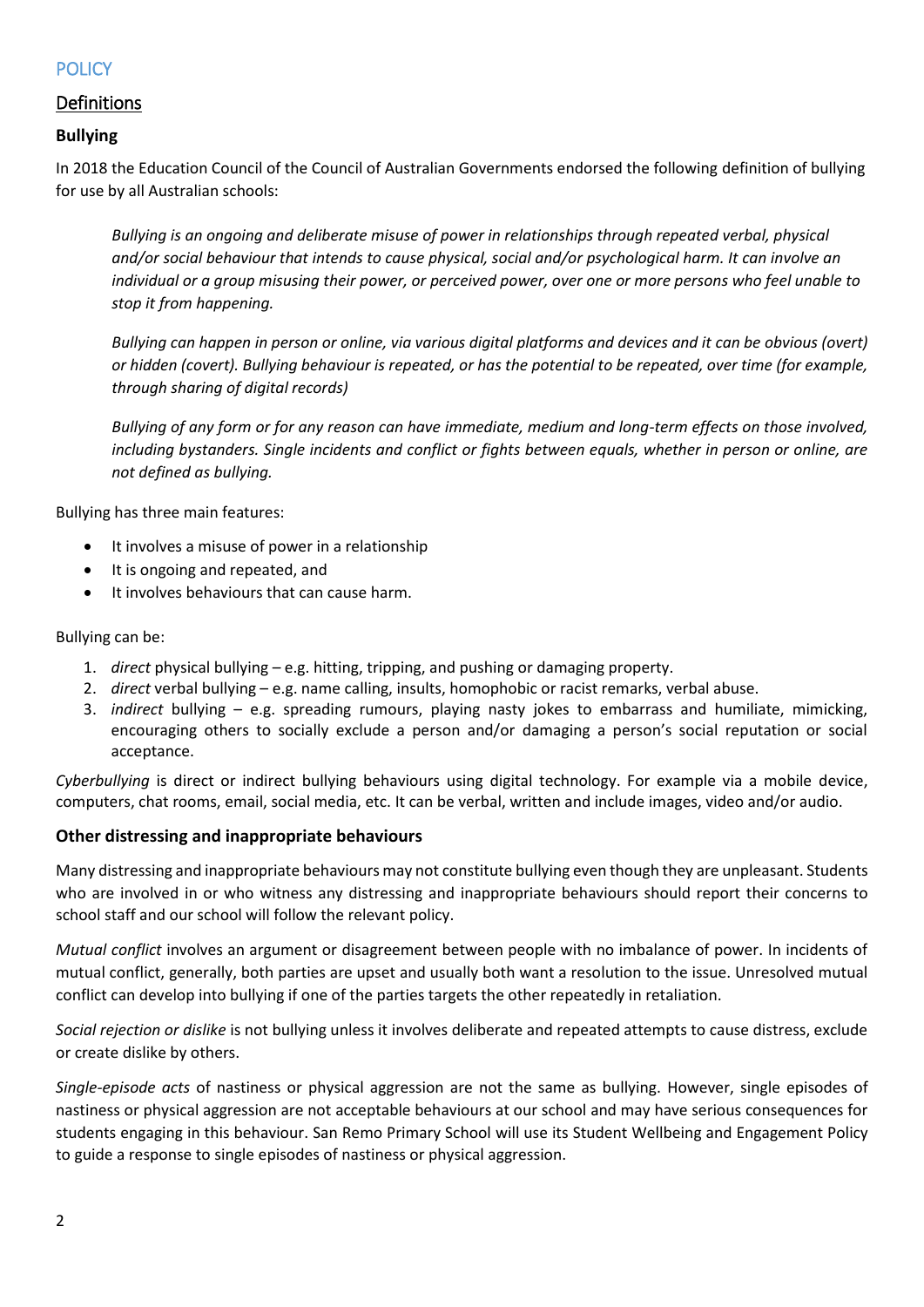# POLICY

## Definitions

### Bullying

In 2018 the Education Council of the Council of Australian Governments endorsed the following definition of bullying for use by all Australian schools:

> *Bullying is an ongoing and deliberate misuse of power in relationships through repeated verbal, physical and/or social behaviour that intends to cause physical, social and/or psychological harm. It can involve an individual or a group misusing their power, or perceived power, over one or more persons who feel unable to stop it from happening.*
>
> *Bullying can happen in person or online, via various digital platforms and devices and it can be obvious (overt) or hidden (covert). Bullying behaviour is repeated, or has the potential to be repeated, over time (for example, through sharing of digital records)*
>
> *Bullying of any form or for any reason can have immediate, medium and long-term effects on those involved, including bystanders. Single incidents and conflict or fights between equals, whether in person or online, are not defined as bullying.*

Bullying has three main features:

- It involves a misuse of power in a relationship
- It is ongoing and repeated, and
- It involves behaviours that can cause harm.

Bullying can be:

1. *direct* physical bullying – e.g. hitting, tripping, and pushing or damaging property.
2. *direct* verbal bullying – e.g. name calling, insults, homophobic or racist remarks, verbal abuse.
3. *indirect* bullying – e.g. spreading rumours, playing nasty jokes to embarrass and humiliate, mimicking, encouraging others to socially exclude a person and/or damaging a person's social reputation or social acceptance.

*Cyberbullying* is direct or indirect bullying behaviours using digital technology. For example via a mobile device, computers, chat rooms, email, social media, etc. It can be verbal, written and include images, video and/or audio.

### Other distressing and inappropriate behaviours

Many distressing and inappropriate behaviours may not constitute bullying even though they are unpleasant. Students who are involved in or who witness any distressing and inappropriate behaviours should report their concerns to school staff and our school will follow the relevant policy.

*Mutual conflict* involves an argument or disagreement between people with no imbalance of power. In incidents of mutual conflict, generally, both parties are upset and usually both want a resolution to the issue. Unresolved mutual conflict can develop into bullying if one of the parties targets the other repeatedly in retaliation.

*Social rejection or dislike* is not bullying unless it involves deliberate and repeated attempts to cause distress, exclude or create dislike by others.

*Single-episode acts* of nastiness or physical aggression are not the same as bullying. However, single episodes of nastiness or physical aggression are not acceptable behaviours at our school and may have serious consequences for students engaging in this behaviour. San Remo Primary School will use its Student Wellbeing and Engagement Policy to guide a response to single episodes of nastiness or physical aggression.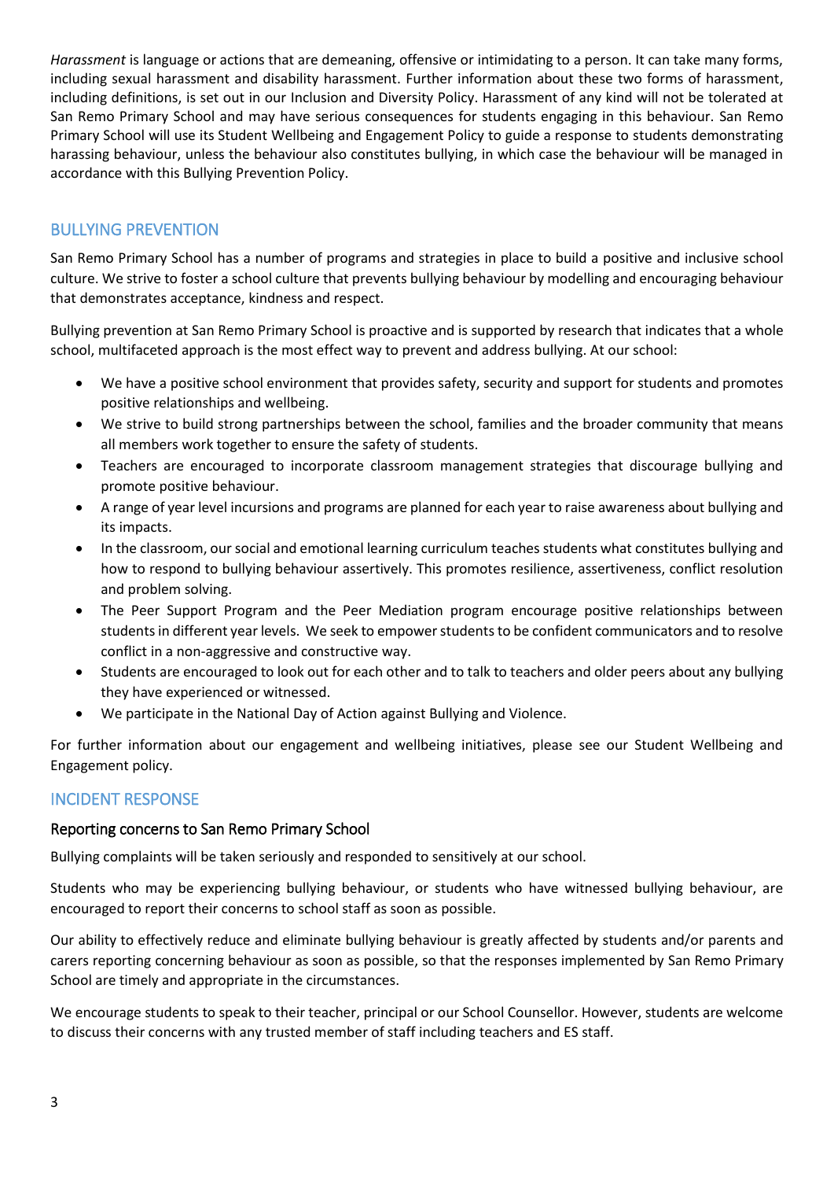*Harassment* is language or actions that are demeaning, offensive or intimidating to a person. It can take many forms, including sexual harassment and disability harassment. Further information about these two forms of harassment, including definitions, is set out in our Inclusion and Diversity Policy. Harassment of any kind will not be tolerated at San Remo Primary School and may have serious consequences for students engaging in this behaviour. San Remo Primary School will use its Student Wellbeing and Engagement Policy to guide a response to students demonstrating harassing behaviour, unless the behaviour also constitutes bullying, in which case the behaviour will be managed in accordance with this Bullying Prevention Policy.

## BULLYING PREVENTION

San Remo Primary School has a number of programs and strategies in place to build a positive and inclusive school culture. We strive to foster a school culture that prevents bullying behaviour by modelling and encouraging behaviour that demonstrates acceptance, kindness and respect.

Bullying prevention at San Remo Primary School is proactive and is supported by research that indicates that a whole school, multifaceted approach is the most effect way to prevent and address bullying. At our school:

- We have a positive school environment that provides safety, security and support for students and promotes positive relationships and wellbeing.
- We strive to build strong partnerships between the school, families and the broader community that means all members work together to ensure the safety of students.
- Teachers are encouraged to incorporate classroom management strategies that discourage bullying and promote positive behaviour.
- A range of year level incursions and programs are planned for each year to raise awareness about bullying and its impacts.
- In the classroom, our social and emotional learning curriculum teaches students what constitutes bullying and how to respond to bullying behaviour assertively. This promotes resilience, assertiveness, conflict resolution and problem solving.
- The Peer Support Program and the Peer Mediation program encourage positive relationships between students in different year levels. We seek to empower students to be confident communicators and to resolve conflict in a non-aggressive and constructive way.
- Students are encouraged to look out for each other and to talk to teachers and older peers about any bullying they have experienced or witnessed.
- We participate in the National Day of Action against Bullying and Violence.

For further information about our engagement and wellbeing initiatives, please see our Student Wellbeing and Engagement policy.

## INCIDENT RESPONSE

### Reporting concerns to San Remo Primary School

Bullying complaints will be taken seriously and responded to sensitively at our school.

Students who may be experiencing bullying behaviour, or students who have witnessed bullying behaviour, are encouraged to report their concerns to school staff as soon as possible.

Our ability to effectively reduce and eliminate bullying behaviour is greatly affected by students and/or parents and carers reporting concerning behaviour as soon as possible, so that the responses implemented by San Remo Primary School are timely and appropriate in the circumstances.

We encourage students to speak to their teacher, principal or our School Counsellor. However, students are welcome to discuss their concerns with any trusted member of staff including teachers and ES staff.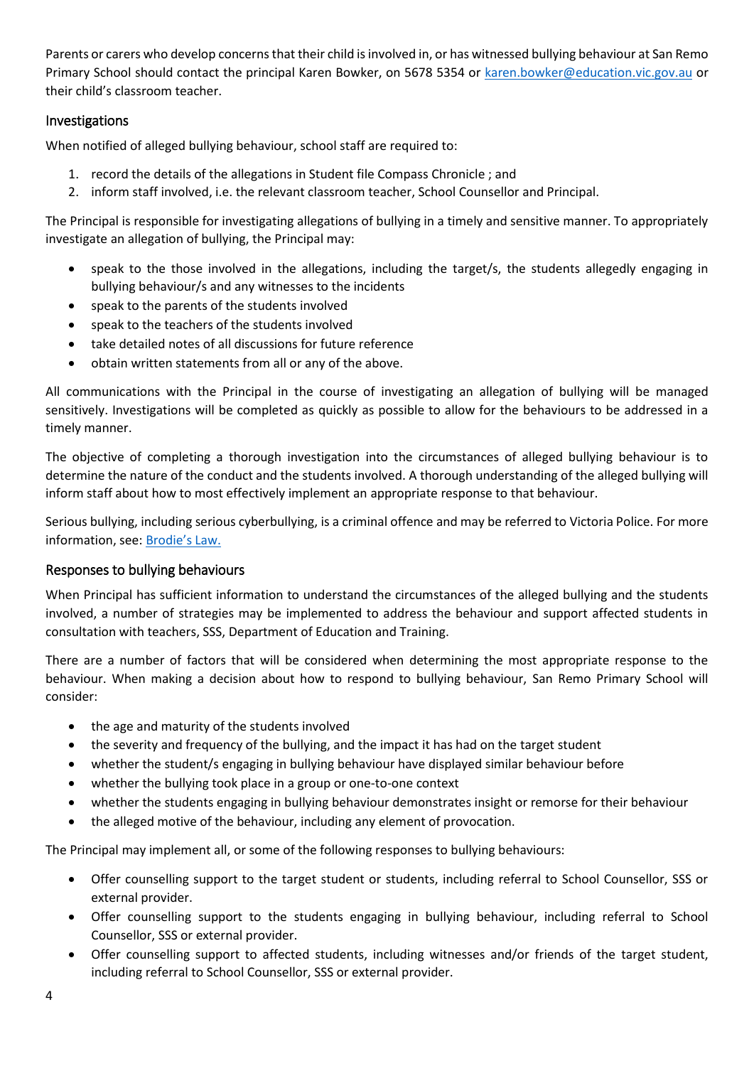Parents or carers who develop concerns that their child is involved in, or has witnessed bullying behaviour at San Remo Primary School should contact the principal Karen Bowker, on 5678 5354 or [karen.bowker@education.vic.gov.au](mailto:karen.bowker@education.vic.gov.au) or their child's classroom teacher.

## Investigations

When notified of alleged bullying behaviour, school staff are required to:

1. record the details of the allegations in Student file Compass Chronicle ; and
2. inform staff involved, i.e. the relevant classroom teacher, School Counsellor and Principal.

The Principal is responsible for investigating allegations of bullying in a timely and sensitive manner. To appropriately investigate an allegation of bullying, the Principal may:

- speak to the those involved in the allegations, including the target/s, the students allegedly engaging in bullying behaviour/s and any witnesses to the incidents
- speak to the parents of the students involved
- speak to the teachers of the students involved
- take detailed notes of all discussions for future reference
- obtain written statements from all or any of the above.

All communications with the Principal in the course of investigating an allegation of bullying will be managed sensitively. Investigations will be completed as quickly as possible to allow for the behaviours to be addressed in a timely manner.

The objective of completing a thorough investigation into the circumstances of alleged bullying behaviour is to determine the nature of the conduct and the students involved. A thorough understanding of the alleged bullying will inform staff about how to most effectively implement an appropriate response to that behaviour.

Serious bullying, including serious cyberbullying, is a criminal offence and may be referred to Victoria Police. For more information, see: Brodie's Law.

## Responses to bullying behaviours

When Principal has sufficient information to understand the circumstances of the alleged bullying and the students involved, a number of strategies may be implemented to address the behaviour and support affected students in consultation with teachers, SSS, Department of Education and Training.

There are a number of factors that will be considered when determining the most appropriate response to the behaviour. When making a decision about how to respond to bullying behaviour, San Remo Primary School will consider:

- the age and maturity of the students involved
- the severity and frequency of the bullying, and the impact it has had on the target student
- whether the student/s engaging in bullying behaviour have displayed similar behaviour before
- whether the bullying took place in a group or one-to-one context
- whether the students engaging in bullying behaviour demonstrates insight or remorse for their behaviour
- the alleged motive of the behaviour, including any element of provocation.

The Principal may implement all, or some of the following responses to bullying behaviours:

- Offer counselling support to the target student or students, including referral to School Counsellor, SSS or external provider.
- Offer counselling support to the students engaging in bullying behaviour, including referral to School Counsellor, SSS or external provider.
- Offer counselling support to affected students, including witnesses and/or friends of the target student, including referral to School Counsellor, SSS or external provider.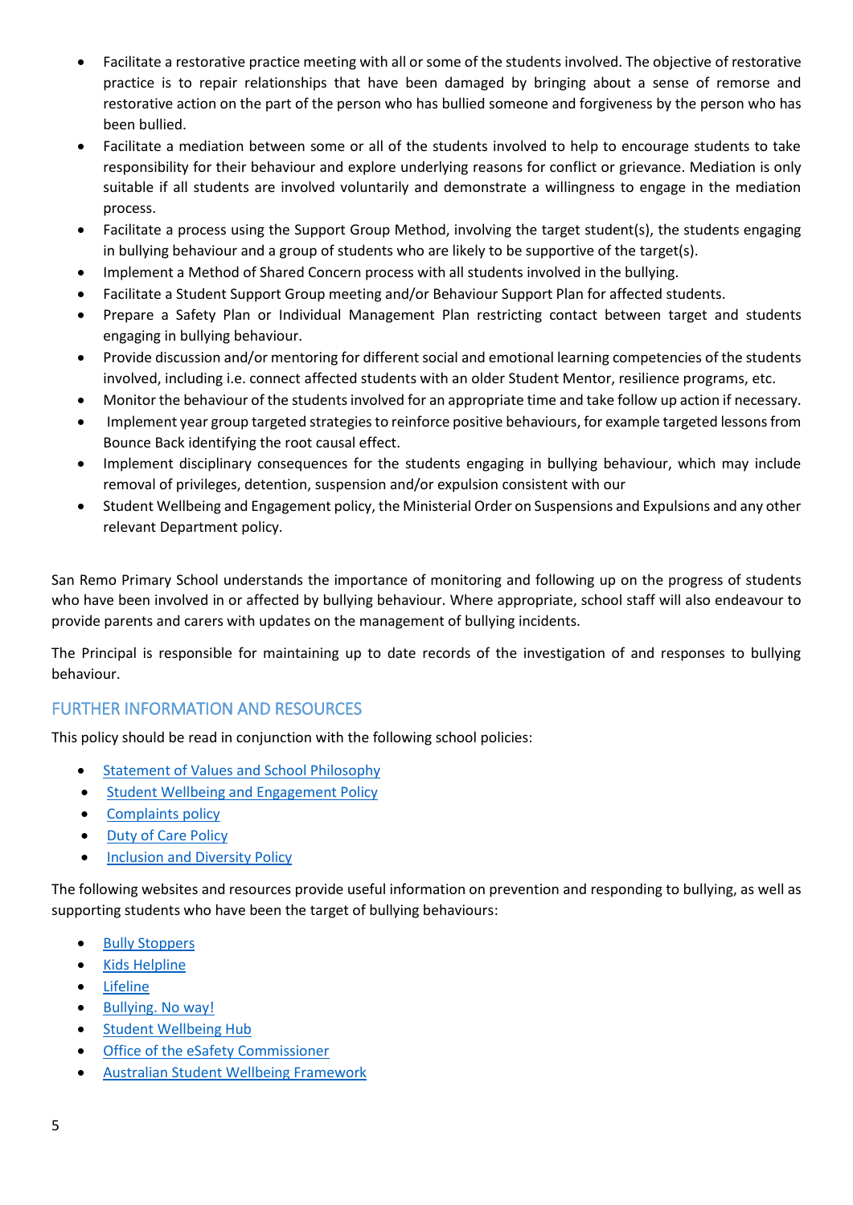- Facilitate a restorative practice meeting with all or some of the students involved. The objective of restorative practice is to repair relationships that have been damaged by bringing about a sense of remorse and restorative action on the part of the person who has bullied someone and forgiveness by the person who has been bullied.
- Facilitate a mediation between some or all of the students involved to help to encourage students to take responsibility for their behaviour and explore underlying reasons for conflict or grievance. Mediation is only suitable if all students are involved voluntarily and demonstrate a willingness to engage in the mediation process.
- Facilitate a process using the Support Group Method, involving the target student(s), the students engaging in bullying behaviour and a group of students who are likely to be supportive of the target(s).
- Implement a Method of Shared Concern process with all students involved in the bullying.
- Facilitate a Student Support Group meeting and/or Behaviour Support Plan for affected students.
- Prepare a Safety Plan or Individual Management Plan restricting contact between target and students engaging in bullying behaviour.
- Provide discussion and/or mentoring for different social and emotional learning competencies of the students involved, including i.e. connect affected students with an older Student Mentor, resilience programs, etc.
- Monitor the behaviour of the students involved for an appropriate time and take follow up action if necessary.
- Implement year group targeted strategies to reinforce positive behaviours, for example targeted lessons from Bounce Back identifying the root causal effect.
- Implement disciplinary consequences for the students engaging in bullying behaviour, which may include removal of privileges, detention, suspension and/or expulsion consistent with our
- Student Wellbeing and Engagement policy, the Ministerial Order on Suspensions and Expulsions and any other relevant Department policy.

San Remo Primary School understands the importance of monitoring and following up on the progress of students who have been involved in or affected by bullying behaviour. Where appropriate, school staff will also endeavour to provide parents and carers with updates on the management of bullying incidents.

The Principal is responsible for maintaining up to date records of the investigation of and responses to bullying behaviour.

## FURTHER INFORMATION AND RESOURCES

This policy should be read in conjunction with the following school policies:

- Statement of Values and School Philosophy
- Student Wellbeing and Engagement Policy
- Complaints policy
- Duty of Care Policy
- Inclusion and Diversity Policy

The following websites and resources provide useful information on prevention and responding to bullying, as well as supporting students who have been the target of bullying behaviours:

- Bully Stoppers
- Kids Helpline
- Lifeline
- Bullying. No way!
- Student Wellbeing Hub
- Office of the eSafety Commissioner
- Australian Student Wellbeing Framework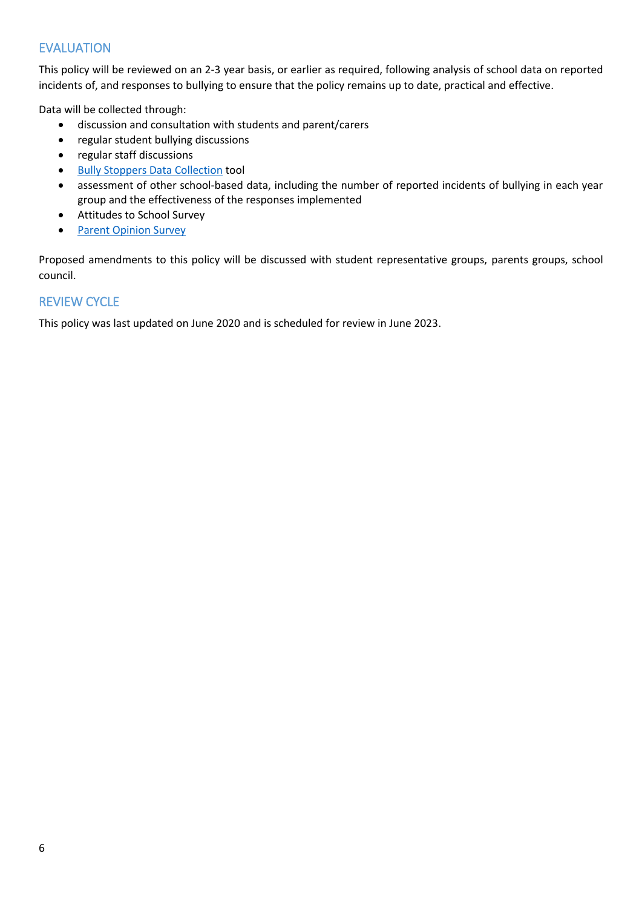## EVALUATION

This policy will be reviewed on an 2-3 year basis, or earlier as required, following analysis of school data on reported incidents of, and responses to bullying to ensure that the policy remains up to date, practical and effective.

Data will be collected through:

- discussion and consultation with students and parent/carers
- regular student bullying discussions
- regular staff discussions
- Bully Stoppers Data Collection tool
- assessment of other school-based data, including the number of reported incidents of bullying in each year group and the effectiveness of the responses implemented
- Attitudes to School Survey
- Parent Opinion Survey

Proposed amendments to this policy will be discussed with student representative groups, parents groups, school council.

## REVIEW CYCLE

This policy was last updated on June 2020 and is scheduled for review in June 2023.